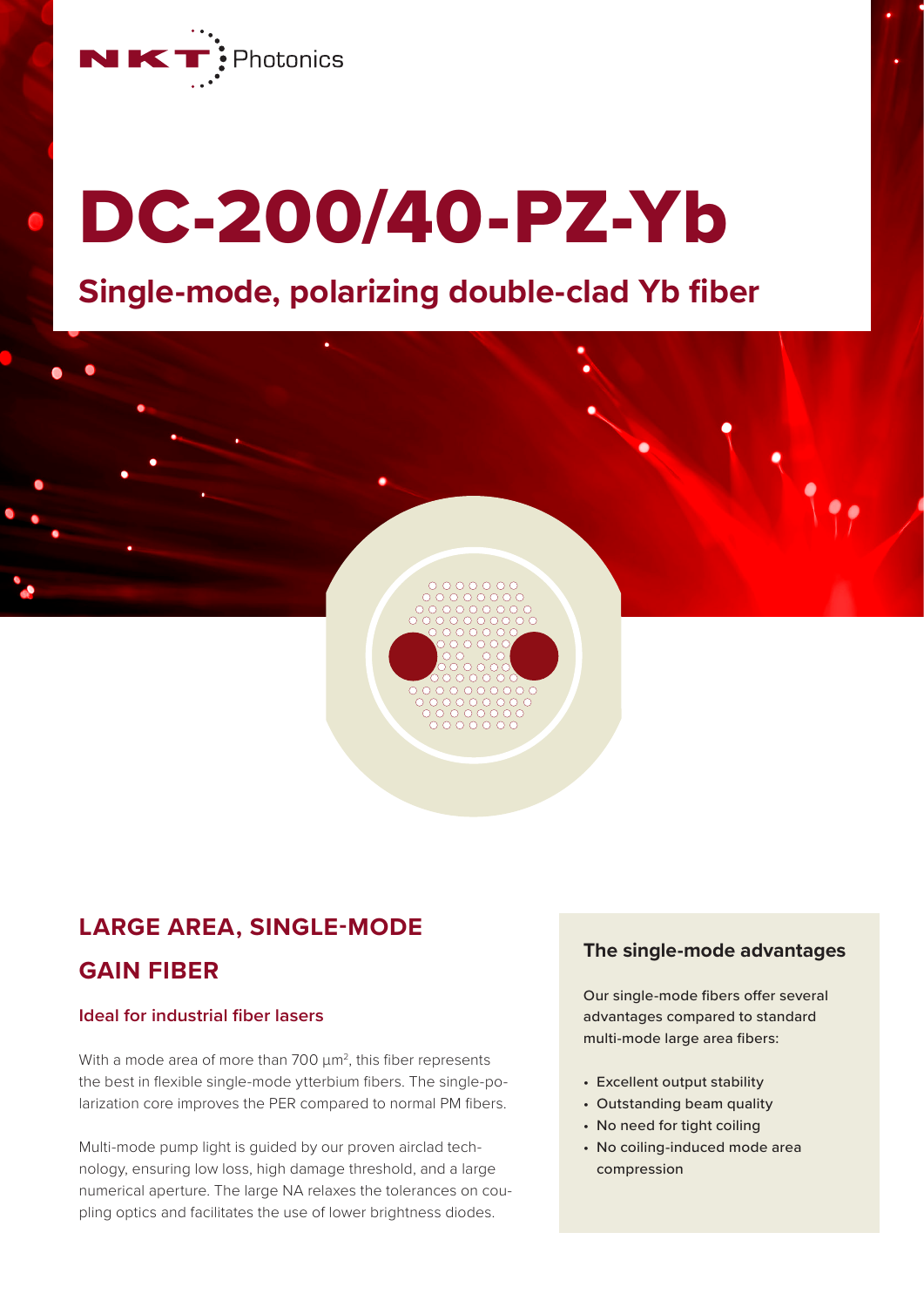NKT Photonics

# DC-200/40-PZ-Yb

## Single-mode, polarizing double-clad Yb fiber

## LARGE AREA, SINGLE-MODE GAIN FIBER

### Ideal for industrial fiber lasers

With a mode area of more than 700 µm$^2$, this fiber represents the best in flexible single-mode ytterbium fibers. The single-polarization core improves the PER compared to normal PM fibers.

Multi-mode pump light is guided by our proven airclad technology, ensuring low loss, high damage threshold, and a large numerical aperture. The large NA relaxes the tolerances on coupling optics and facilitates the use of lower brightness diodes.

### The single-mode advantages

Our single-mode fibers offer several advantages compared to standard multi-mode large area fibers:

- Excellent output stability
- Outstanding beam quality
- No need for tight coiling
- No coiling-induced mode area compression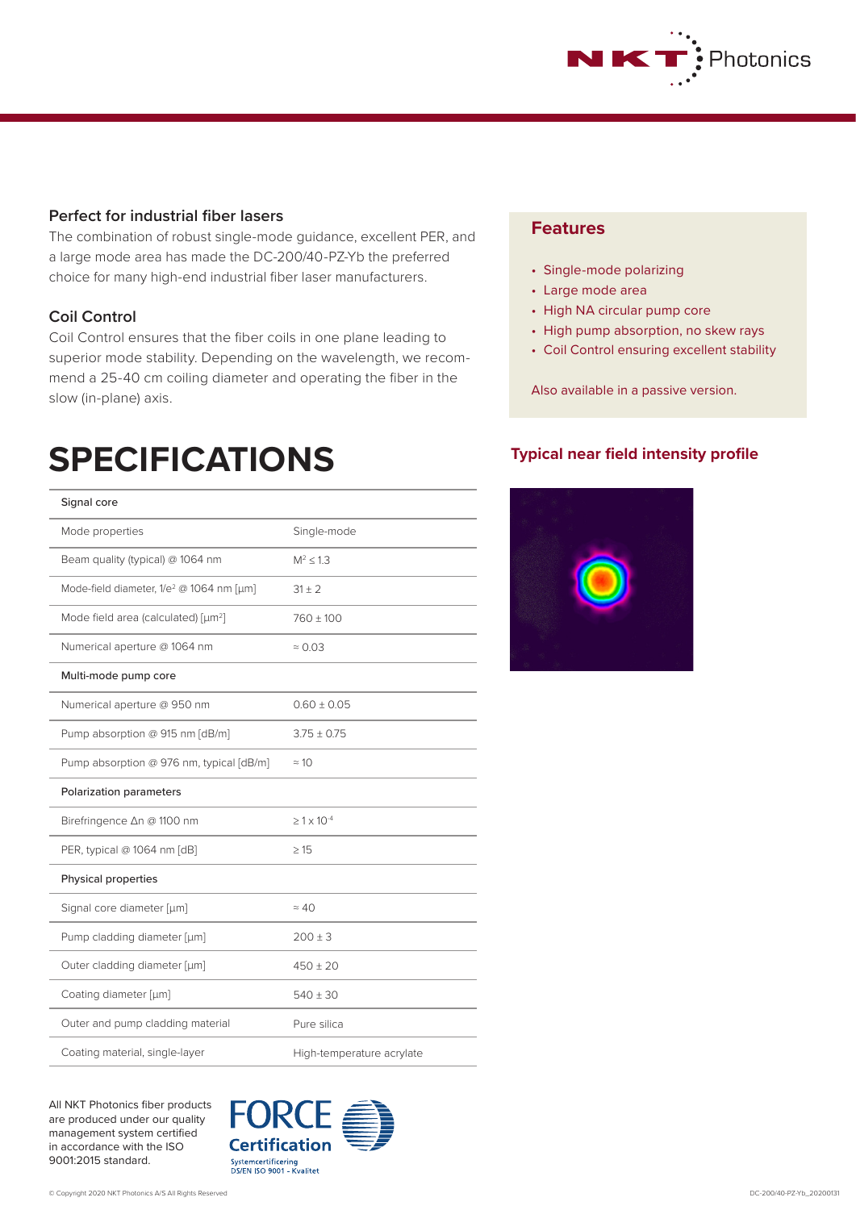### Perfect for industrial fiber lasers

The combination of robust single-mode guidance, excellent PER, and a large mode area has made the DC-200/40-PZ-Yb the preferred choice for many high-end industrial fiber laser manufacturers.

### Coil Control

Coil Control ensures that the fiber coils in one plane leading to superior mode stability. Depending on the wavelength, we recommend a 25-40 cm coiling diameter and operating the fiber in the slow (in-plane) axis.

## Features

- Single-mode polarizing
- Large mode area
- High NA circular pump core
- High pump absorption, no skew rays
- Coil Control ensuring excellent stability

Also available in a passive version.

# SPECIFICATIONS

| | |
|---|---|
| **Signal core** | |
| Mode properties | Single-mode |
| Beam quality (typical) @ 1064 nm | $M^2 \leq 1.3$ |
| Mode-field diameter, $1/e^2$ @ 1064 nm [µm] | 31 ± 2 |
| Mode field area (calculated) [$\mu m^2$] | 760 ± 100 |
| Numerical aperture @ 1064 nm | ≈ 0.03 |
| **Multi-mode pump core** | |
| Numerical aperture @ 950 nm | 0.60 ± 0.05 |
| Pump absorption @ 915 nm [dB/m] | 3.75 ± 0.75 |
| Pump absorption @ 976 nm, typical [dB/m] | ≈ 10 |
| **Polarization parameters** | |
| Birefringence Δn @ 1100 nm | $\geq 1 \times 10^{-4}$ |
| PER, typical @ 1064 nm [dB] | ≥ 15 |
| **Physical properties** | |
| Signal core diameter [µm] | ≈ 40 |
| Pump cladding diameter [µm] | 200 ± 3 |
| Outer cladding diameter [µm] | 450 ± 20 |
| Coating diameter [µm] | 540 ± 30 |
| Outer and pump cladding material | Pure silica |
| Coating material, single-layer | High-temperature acrylate |

### Typical near field intensity profile

All NKT Photonics fiber products are produced under our quality management system certified in accordance with the ISO 9001:2015 standard.

FORCE Certification
Systemcertificering
DS/EN ISO 9001 - Kvalitet

© Copyright 2020 NKT Photonics A/S All Rights Reserved

DC-200/40-PZ-Yb_20200131